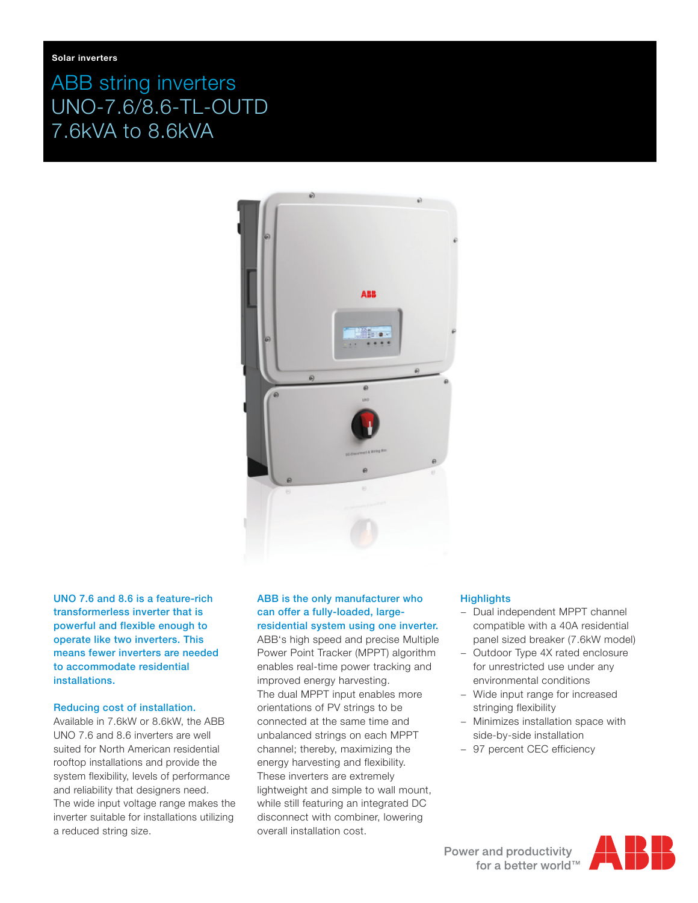Solar inverters

# ABB string inverters UNO-7.6/8.6-TL-OUTD 7.6kVA to 8.6kVA

**UNO 7.6 and 8.6 is a feature-rich transformerless inverter that is powerful and flexible enough to operate like two inverters. This means fewer inverters are needed to accommodate residential installations.**

## Reducing cost of installation.

Available in 7.6kW or 8.6kW, the ABB UNO 7.6 and 8.6 inverters are well suited for North American residential rooftop installations and provide the system flexibility, levels of performance and reliability that designers need.
The wide input voltage range makes the inverter suitable for installations utilizing a reduced string size.

**ABB is the only manufacturer who can offer a fully-loaded, large-residential system using one inverter.**
ABB's high speed and precise Multiple Power Point Tracker (MPPT) algorithm enables real-time power tracking and improved energy harvesting.
The dual MPPT input enables more orientations of PV strings to be connected at the same time and unbalanced strings on each MPPT channel; thereby, maximizing the energy harvesting and flexibility.
These inverters are extremely lightweight and simple to wall mount, while still featuring an integrated DC disconnect with combiner, lowering overall installation cost.

## Highlights

- Dual independent MPPT channel compatible with a 40A residential panel sized breaker (7.6kW model)
- Outdoor Type 4X rated enclosure for unrestricted use under any environmental conditions
- Wide input range for increased stringing flexibility
- Minimizes installation space with side-by-side installation
- 97 percent CEC efficiency

Power and productivity for a better world™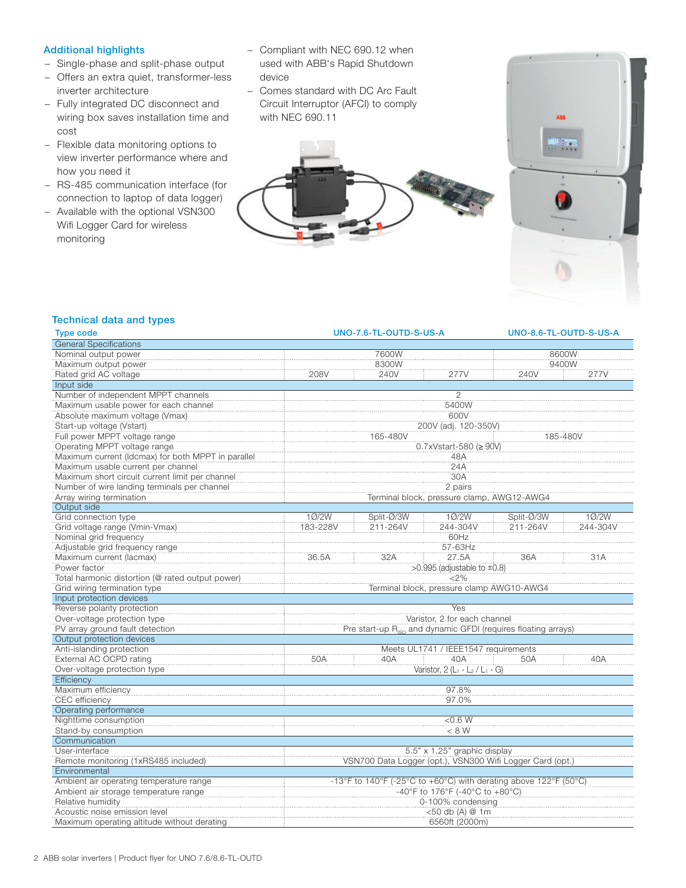### Additional highlights

- Single-phase and split-phase output
- Offers an extra quiet, transformer-less inverter architecture
- Fully integrated DC disconnect and wiring box saves installation time and cost
- Flexible data monitoring options to view inverter performance where and how you need it
- RS-485 communication interface (for connection to laptop of data logger)
- Available with the optional VSN300 Wifi Logger Card for wireless monitoring
- Compliant with NEC 690.12 when used with ABB's Rapid Shutdown device
- Comes standard with DC Arc Fault Circuit Interruptor (AFCI) to comply with NEC 690.11

### Technical data and types

| Type code | UNO-7.6-TL-OUTD-S-US-A | | | UNO-8.6-TL-OUTD-S-US-A | |
|---|---|---|---|---|---|
| **General Specifications** | | | | | |
| Nominal output power | 7600W | | | 8600W | |
| Maximum output power | 8300W | | | 9400W | |
| Rated grid AC voltage | 208V | 240V | 277V | 240V | 277V |
| **Input side** | | | | | |
| Number of independent MPPT channels | 2 | | | | |
| Maximum usable power for each channel | 5400W | | | | |
| Absolute maximum voltage (Vmax) | 600V | | | | |
| Start-up voltage (Vstart) | 200V (adj. 120-350V) | | | | |
| Full power MPPT voltage range | 165-480V | | | 185-480V | |
| Operating MPPT voltage range | 0.7xVstart-580 (≥ 90V) | | | | |
| Maximum current (Idcmax) for both MPPT in parallel | 48A | | | | |
| Maximum usable current per channel | 24A | | | | |
| Maximum short circuit current limit per channel | 30A | | | | |
| Number of wire landing terminals per channel | 2 pairs | | | | |
| Array wiring termination | Terminal block, pressure clamp, AWG12-AWG4 | | | | |
| **Output side** | | | | | |
| Grid connection type | 1Ø/2W | Split-Ø/3W | 1Ø/2W | Split-Ø/3W | 1Ø/2W |
| Grid voltage range (Vmin-Vmax) | 183-228V | 211-264V | 244-304V | 211-264V | 244-304V |
| Nominal grid frequency | 60Hz | | | | |
| Adjustable grid frequency range | 57-63Hz | | | | |
| Maximum current (Iacmax) | 36.5A | 32A | 27.5A | 36A | 31A |
| Power factor | >0.995 (adjustable to ±0.8) | | | | |
| Total harmonic distortion (@ rated output power) | <2% | | | | |
| Grid wiring termination type | Terminal block, pressure clamp AWG10-AWG4 | | | | |
| **Input protection devices** | | | | | |
| Reverse polarity protection | Yes | | | | |
| Over-voltage protection type | Varistor, 2 for each channel | | | | |
| PV array ground fault detection | Pre start-up $R_{ISO}$ and dynamic GFDI (requires floating arrays) | | | | |
| **Output protection devices** | | | | | |
| Anti-islanding protection | Meets UL1741 / IEEE1547 requirements | | | | |
| External AC OCPD rating | 50A | 40A | 40A | 50A | 40A |
| Over-voltage protection type | Varistor, 2 ($L_1$ - $L_2$ / $L_1$ - G) | | | | |
| **Efficiency** | | | | | |
| Maximum efficiency | 97.8% | | | | |
| CEC efficiency | 97.0% | | | | |
| **Operating performance** | | | | | |
| Nighttime consumption | <0.6 W | | | | |
| Stand-by consumption | < 8 W | | | | |
| **Communication** | | | | | |
| User-interface | 5.5" x 1.25" graphic display | | | | |
| Remote monitoring (1xRS485 included) | VSN700 Data Logger (opt.), VSN300 Wifi Logger Card (opt.) | | | | |
| **Environmental** | | | | | |
| Ambient air operating temperature range | -13°F to 140°F (-25°C to +60°C) with derating above 122°F (50°C) | | | | |
| Ambient air storage temperature range | -40°F to 176°F (-40°C to +80°C) | | | | |
| Relative humidity | 0-100% condensing | | | | |
| Acoustic noise emission level | <50 db (A) @ 1m | | | | |
| Maximum operating altitude without derating | 6560ft (2000m) | | | | |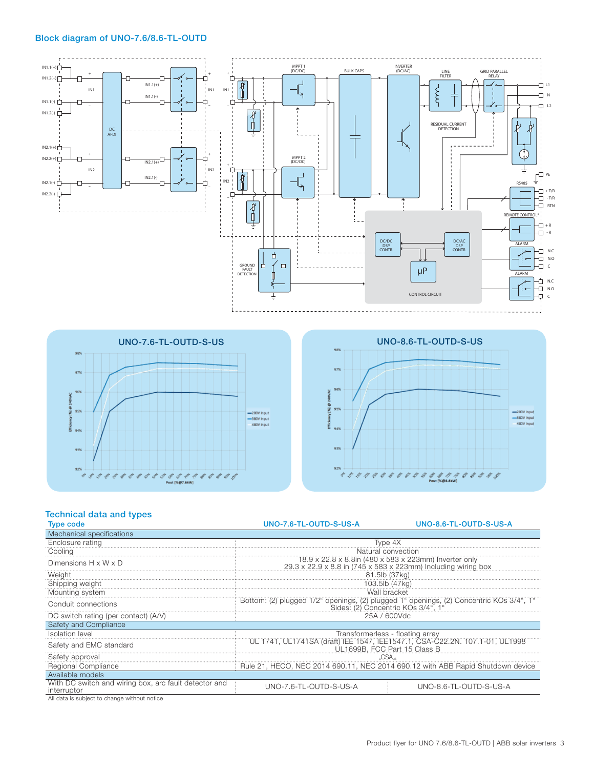## Block diagram of UNO-7.6/8.6-TL-OUTD

## Technical data and types

| Type code | UNO-7.6-TL-OUTD-S-US-A | UNO-8.6-TL-OUTD-S-US-A |
|---|---|---|
| **Mechanical specifications** | | |
| Enclosure rating | Type 4X | |
| Cooling | Natural convection | |
| Dimensions H x W x D | 18.9 x 22.8 x 8.8in (480 x 583 x 223mm) Inverter only<br>29.3 x 22.9 x 8.8 in (745 x 583 x 223mm) Including wiring box | |
| Weight | 81.5lb (37kg) | |
| Shipping weight | 103.5lb (47kg) | |
| Mounting system | Wall bracket | |
| Conduit connections | Bottom: (2) plugged 1/2" openings, (2) plugged 1" openings, (2) Concentric KOs 3/4", 1"<br>Sides: (2) Concentric KOs 3/4", 1" | |
| DC switch rating (per contact) (A/V) | 25A / 600Vdc | |
| **Safety and Compliance** | | |
| Isolation level | Transformerless - floating array | |
| Safety and EMC standard | UL 1741, UL1741SA (draft) IEE 1547, IEE1547.1, CSA-C22.2N. 107.1-01, UL1998<br>UL1699B, FCC Part 15 Class B | |
| Safety approval | cCSAus | |
| Regional Compliance | Rule 21, HECO, NEC 2014 690.11, NEC 2014 690.12 with ABB Rapid Shutdown device | |
| **Available models** | | |
| With DC switch and wiring box, arc fault detector and interruptor | UNO-7.6-TL-OUTD-S-US-A | UNO-8.6-TL-OUTD-S-US-A |

All data is subject to change without notice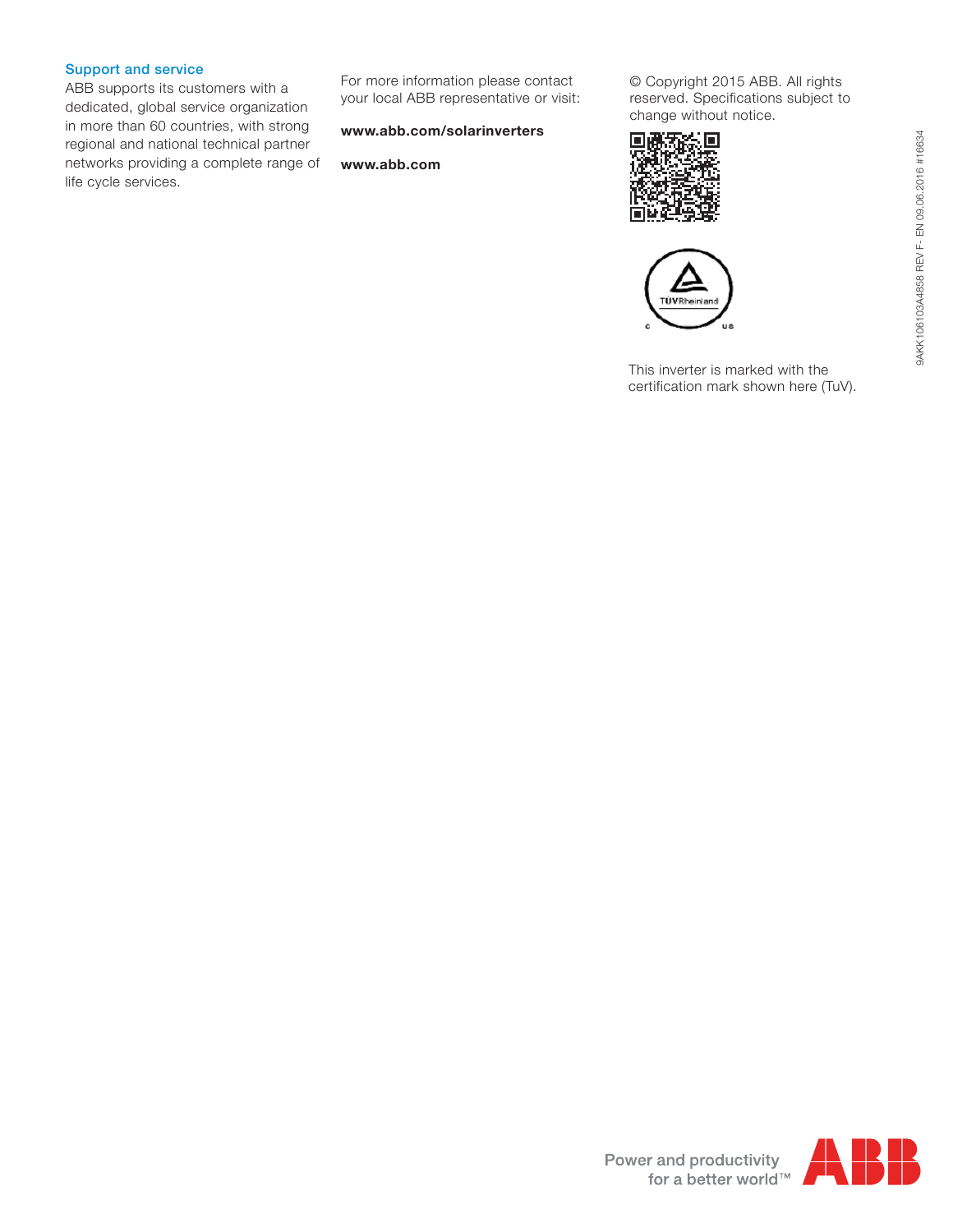## Support and service

ABB supports its customers with a dedicated, global service organization in more than 60 countries, with strong regional and national technical partner networks providing a complete range of life cycle services.

For more information please contact your local ABB representative or visit:

**www.abb.com/solarinverters**

**www.abb.com**

© Copyright 2015 ABB. All rights reserved. Specifications subject to change without notice.

This inverter is marked with the certification mark shown here (TuV).

9AKK106103A4858 REV F- EN 09.06.2016 #16634

Power and productivity for a better world™